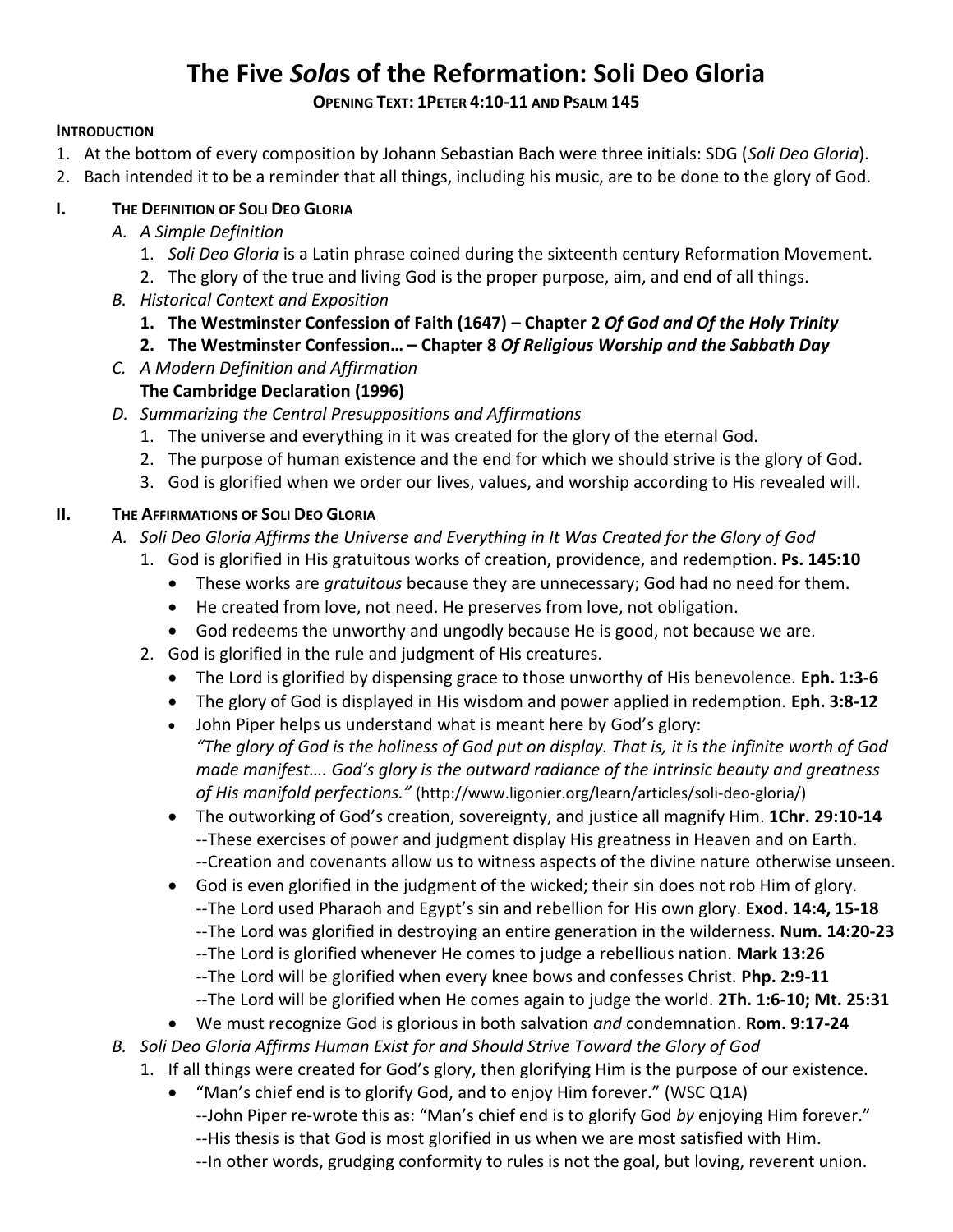# The Five *Sola*s of the Reformation: Soli Deo Gloria

**OPENING TEXT: 1PETER 4:10-11 AND PSALM 145**

**INTRODUCTION**

1. At the bottom of every composition by Johann Sebastian Bach were three initials: SDG (*Soli Deo Gloria*).
2. Bach intended it to be a reminder that all things, including his music, are to be done to the glory of God.

## I. THE DEFINITION OF SOLI DEO GLORIA

*A. A Simple Definition*

1. *Soli Deo Gloria* is a Latin phrase coined during the sixteenth century Reformation Movement.
2. The glory of the true and living God is the proper purpose, aim, and end of all things.

*B. Historical Context and Exposition*

1. **The Westminster Confession of Faith (1647) – Chapter 2 *Of God and Of the Holy Trinity***
2. **The Westminster Confession… – Chapter 8 *Of Religious Worship and the Sabbath Day***

*C. A Modern Definition and Affirmation*

**The Cambridge Declaration (1996)**

*D. Summarizing the Central Presuppositions and Affirmations*

1. The universe and everything in it was created for the glory of the eternal God.
2. The purpose of human existence and the end for which we should strive is the glory of God.
3. God is glorified when we order our lives, values, and worship according to His revealed will.

## II. THE AFFIRMATIONS OF SOLI DEO GLORIA

*A. Soli Deo Gloria Affirms the Universe and Everything in It Was Created for the Glory of God*

1. God is glorified in His gratuitous works of creation, providence, and redemption. **Ps. 145:10**
   - These works are *gratuitous* because they are unnecessary; God had no need for them.
   - He created from love, not need. He preserves from love, not obligation.
   - God redeems the unworthy and ungodly because He is good, not because we are.
2. God is glorified in the rule and judgment of His creatures.
   - The Lord is glorified by dispensing grace to those unworthy of His benevolence. **Eph. 1:3-6**
   - The glory of God is displayed in His wisdom and power applied in redemption. **Eph. 3:8-12**
   - John Piper helps us understand what is meant here by God's glory:
     *"The glory of God is the holiness of God put on display. That is, it is the infinite worth of God made manifest…. God's glory is the outward radiance of the intrinsic beauty and greatness of His manifold perfections."* (http://www.ligonier.org/learn/articles/soli-deo-gloria/)
   - The outworking of God's creation, sovereignty, and justice all magnify Him. **1Chr. 29:10-14**
     --These exercises of power and judgment display His greatness in Heaven and on Earth.
     --Creation and covenants allow us to witness aspects of the divine nature otherwise unseen.
   - God is even glorified in the judgment of the wicked; their sin does not rob Him of glory.
     --The Lord used Pharaoh and Egypt's sin and rebellion for His own glory. **Exod. 14:4, 15-18**
     --The Lord was glorified in destroying an entire generation in the wilderness. **Num. 14:20-23**
     --The Lord is glorified whenever He comes to judge a rebellious nation. **Mark 13:26**
     --The Lord will be glorified when every knee bows and confesses Christ. **Php. 2:9-11**
     --The Lord will be glorified when He comes again to judge the world. **2Th. 1:6-10; Mt. 25:31**
   - We must recognize God is glorious in both salvation <u>*and*</u> condemnation. **Rom. 9:17-24**

*B. Soli Deo Gloria Affirms Human Exist for and Should Strive Toward the Glory of God*

1. If all things were created for God's glory, then glorifying Him is the purpose of our existence.
   - "Man's chief end is to glorify God, and to enjoy Him forever." (WSC Q1A)
     --John Piper re-wrote this as: "Man's chief end is to glorify God *by* enjoying Him forever."
     --His thesis is that God is most glorified in us when we are most satisfied with Him.
     --In other words, grudging conformity to rules is not the goal, but loving, reverent union.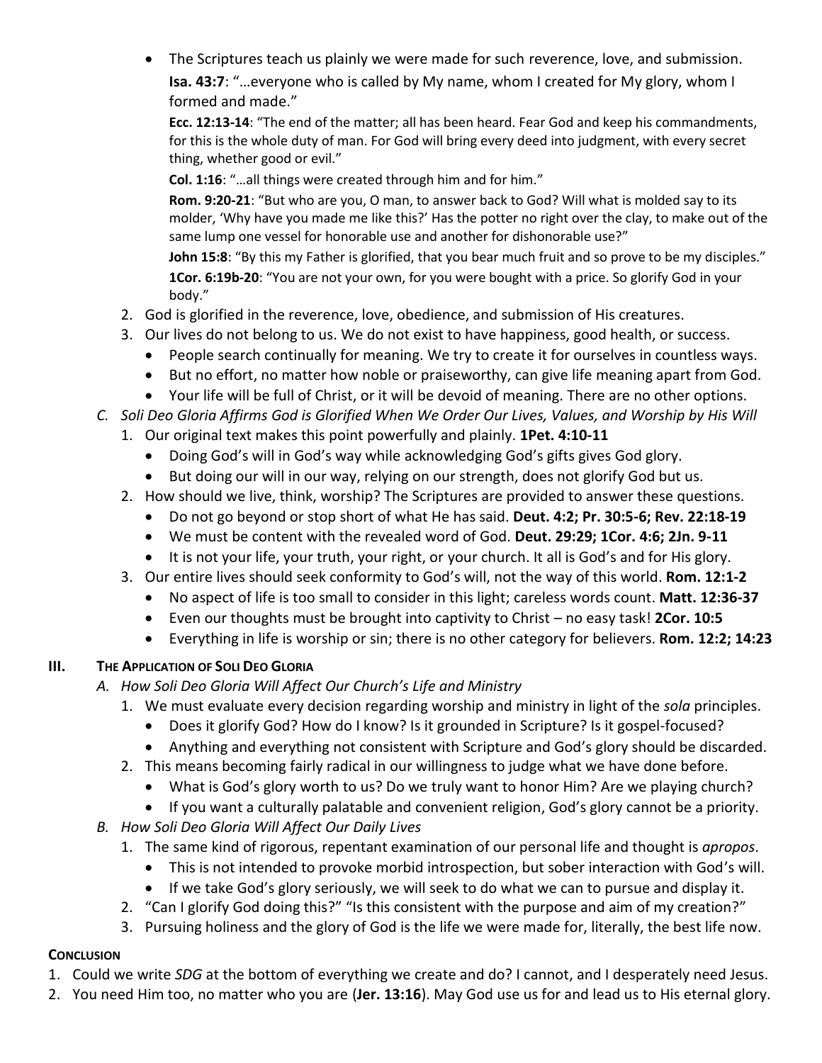- The Scriptures teach us plainly we were made for such reverence, love, and submission.

  **Isa. 43:7**: "…everyone who is called by My name, whom I created for My glory, whom I formed and made."

  **Ecc. 12:13-14**: "The end of the matter; all has been heard. Fear God and keep his commandments, for this is the whole duty of man. For God will bring every deed into judgment, with every secret thing, whether good or evil."

  **Col. 1:16**: "…all things were created through him and for him."

  **Rom. 9:20-21**: "But who are you, O man, to answer back to God? Will what is molded say to its molder, 'Why have you made me like this?' Has the potter no right over the clay, to make out of the same lump one vessel for honorable use and another for dishonorable use?"

  **John 15:8**: "By this my Father is glorified, that you bear much fruit and so prove to be my disciples."

  **1Cor. 6:19b-20**: "You are not your own, for you were bought with a price. So glorify God in your body."

2. God is glorified in the reverence, love, obedience, and submission of His creatures.
3. Our lives do not belong to us. We do not exist to have happiness, good health, or success.
   - People search continually for meaning. We try to create it for ourselves in countless ways.
   - But no effort, no matter how noble or praiseworthy, can give life meaning apart from God.
   - Your life will be full of Christ, or it will be devoid of meaning. There are no other options.

*C. Soli Deo Gloria Affirms God is Glorified When We Order Our Lives, Values, and Worship by His Will*

1. Our original text makes this point powerfully and plainly. **1Pet. 4:10-11**
   - Doing God's will in God's way while acknowledging God's gifts gives God glory.
   - But doing our will in our way, relying on our strength, does not glorify God but us.
2. How should we live, think, worship? The Scriptures are provided to answer these questions.
   - Do not go beyond or stop short of what He has said. **Deut. 4:2; Pr. 30:5-6; Rev. 22:18-19**
   - We must be content with the revealed word of God. **Deut. 29:29; 1Cor. 4:6; 2Jn. 9-11**
   - It is not your life, your truth, your right, or your church. It all is God's and for His glory.
3. Our entire lives should seek conformity to God's will, not the way of this world. **Rom. 12:1-2**
   - No aspect of life is too small to consider in this light; careless words count. **Matt. 12:36-37**
   - Even our thoughts must be brought into captivity to Christ – no easy task! **2Cor. 10:5**
   - Everything in life is worship or sin; there is no other category for believers. **Rom. 12:2; 14:23**

## III. The Application of Soli Deo Gloria

*A. How Soli Deo Gloria Will Affect Our Church's Life and Ministry*

1. We must evaluate every decision regarding worship and ministry in light of the *sola* principles.
   - Does it glorify God? How do I know? Is it grounded in Scripture? Is it gospel-focused?
   - Anything and everything not consistent with Scripture and God's glory should be discarded.
2. This means becoming fairly radical in our willingness to judge what we have done before.
   - What is God's glory worth to us? Do we truly want to honor Him? Are we playing church?
   - If you want a culturally palatable and convenient religion, God's glory cannot be a priority.

*B. How Soli Deo Gloria Will Affect Our Daily Lives*

1. The same kind of rigorous, repentant examination of our personal life and thought is *apropos*.
   - This is not intended to provoke morbid introspection, but sober interaction with God's will.
   - If we take God's glory seriously, we will seek to do what we can to pursue and display it.
2. "Can I glorify God doing this?" "Is this consistent with the purpose and aim of my creation?"
3. Pursuing holiness and the glory of God is the life we were made for, literally, the best life now.

## Conclusion

1. Could we write *SDG* at the bottom of everything we create and do? I cannot, and I desperately need Jesus.
2. You need Him too, no matter who you are (**Jer. 13:16**). May God use us for and lead us to His eternal glory.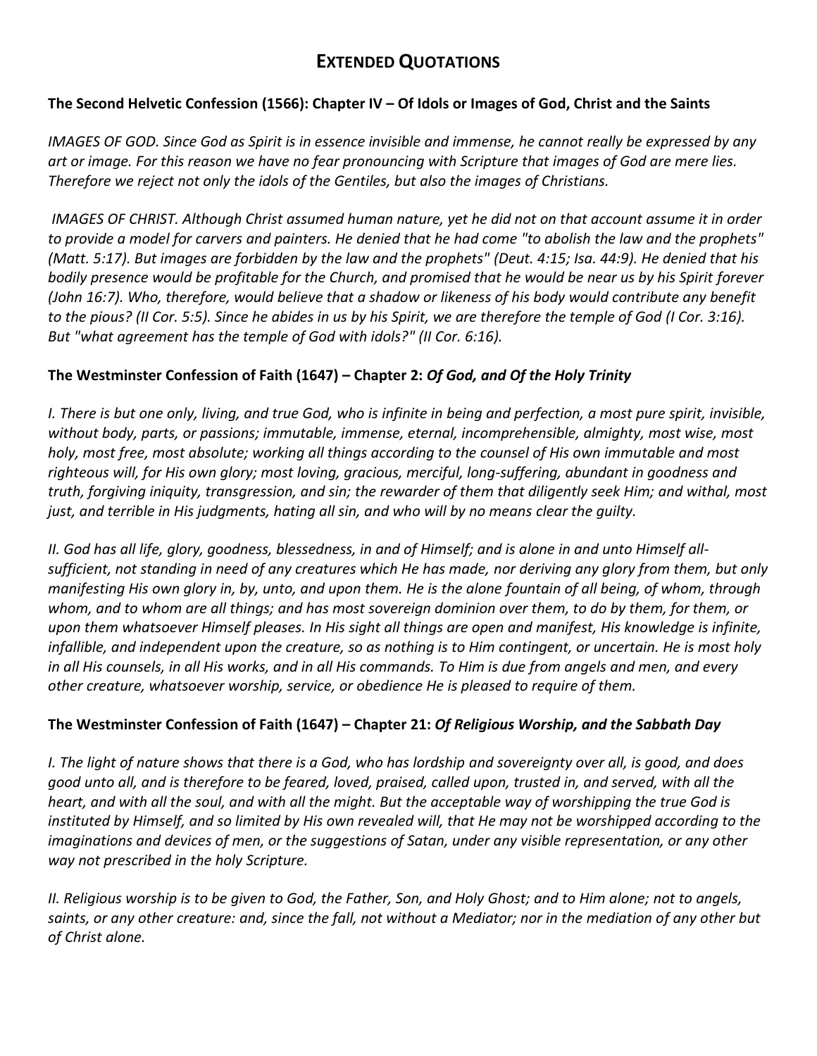# EXTENDED QUOTATIONS

**The Second Helvetic Confession (1566): Chapter IV – Of Idols or Images of God, Christ and the Saints**

*IMAGES OF GOD. Since God as Spirit is in essence invisible and immense, he cannot really be expressed by any art or image. For this reason we have no fear pronouncing with Scripture that images of God are mere lies. Therefore we reject not only the idols of the Gentiles, but also the images of Christians.*

*IMAGES OF CHRIST. Although Christ assumed human nature, yet he did not on that account assume it in order to provide a model for carvers and painters. He denied that he had come "to abolish the law and the prophets" (Matt. 5:17). But images are forbidden by the law and the prophets" (Deut. 4:15; Isa. 44:9). He denied that his bodily presence would be profitable for the Church, and promised that he would be near us by his Spirit forever (John 16:7). Who, therefore, would believe that a shadow or likeness of his body would contribute any benefit to the pious? (II Cor. 5:5). Since he abides in us by his Spirit, we are therefore the temple of God (I Cor. 3:16). But "what agreement has the temple of God with idols?" (II Cor. 6:16).*

**The Westminster Confession of Faith (1647) – Chapter 2: *Of God, and Of the Holy Trinity***

*I. There is but one only, living, and true God, who is infinite in being and perfection, a most pure spirit, invisible, without body, parts, or passions; immutable, immense, eternal, incomprehensible, almighty, most wise, most holy, most free, most absolute; working all things according to the counsel of His own immutable and most righteous will, for His own glory; most loving, gracious, merciful, long-suffering, abundant in goodness and truth, forgiving iniquity, transgression, and sin; the rewarder of them that diligently seek Him; and withal, most just, and terrible in His judgments, hating all sin, and who will by no means clear the guilty.*

*II. God has all life, glory, goodness, blessedness, in and of Himself; and is alone in and unto Himself all-sufficient, not standing in need of any creatures which He has made, nor deriving any glory from them, but only manifesting His own glory in, by, unto, and upon them. He is the alone fountain of all being, of whom, through whom, and to whom are all things; and has most sovereign dominion over them, to do by them, for them, or upon them whatsoever Himself pleases. In His sight all things are open and manifest, His knowledge is infinite, infallible, and independent upon the creature, so as nothing is to Him contingent, or uncertain. He is most holy in all His counsels, in all His works, and in all His commands. To Him is due from angels and men, and every other creature, whatsoever worship, service, or obedience He is pleased to require of them.*

**The Westminster Confession of Faith (1647) – Chapter 21: *Of Religious Worship, and the Sabbath Day***

*I. The light of nature shows that there is a God, who has lordship and sovereignty over all, is good, and does good unto all, and is therefore to be feared, loved, praised, called upon, trusted in, and served, with all the heart, and with all the soul, and with all the might. But the acceptable way of worshipping the true God is instituted by Himself, and so limited by His own revealed will, that He may not be worshipped according to the imaginations and devices of men, or the suggestions of Satan, under any visible representation, or any other way not prescribed in the holy Scripture.*

*II. Religious worship is to be given to God, the Father, Son, and Holy Ghost; and to Him alone; not to angels, saints, or any other creature: and, since the fall, not without a Mediator; nor in the mediation of any other but of Christ alone.*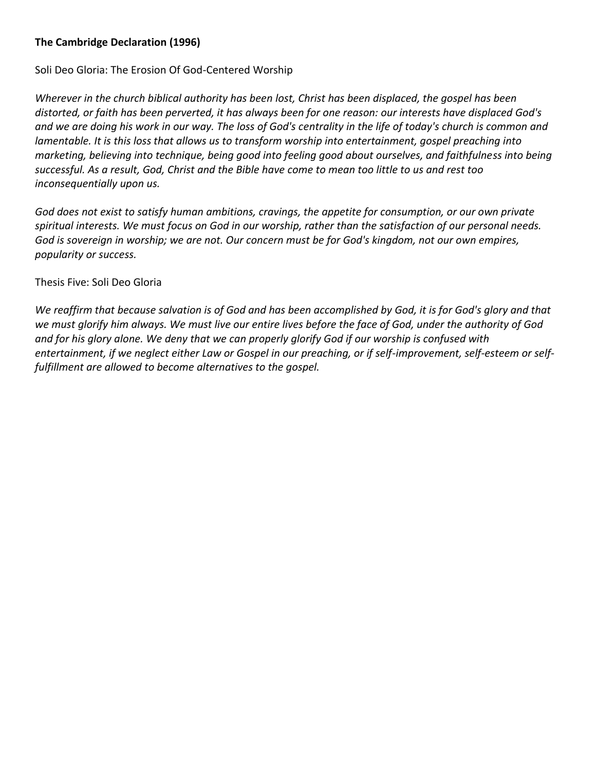**The Cambridge Declaration (1996)**

Soli Deo Gloria: The Erosion Of God-Centered Worship

*Wherever in the church biblical authority has been lost, Christ has been displaced, the gospel has been distorted, or faith has been perverted, it has always been for one reason: our interests have displaced God's and we are doing his work in our way. The loss of God's centrality in the life of today's church is common and lamentable. It is this loss that allows us to transform worship into entertainment, gospel preaching into marketing, believing into technique, being good into feeling good about ourselves, and faithfulness into being successful. As a result, God, Christ and the Bible have come to mean too little to us and rest too inconsequentially upon us.*

*God does not exist to satisfy human ambitions, cravings, the appetite for consumption, or our own private spiritual interests. We must focus on God in our worship, rather than the satisfaction of our personal needs. God is sovereign in worship; we are not. Our concern must be for God's kingdom, not our own empires, popularity or success.*

Thesis Five: Soli Deo Gloria

*We reaffirm that because salvation is of God and has been accomplished by God, it is for God's glory and that we must glorify him always. We must live our entire lives before the face of God, under the authority of God and for his glory alone. We deny that we can properly glorify God if our worship is confused with entertainment, if we neglect either Law or Gospel in our preaching, or if self-improvement, self-esteem or self-fulfillment are allowed to become alternatives to the gospel.*